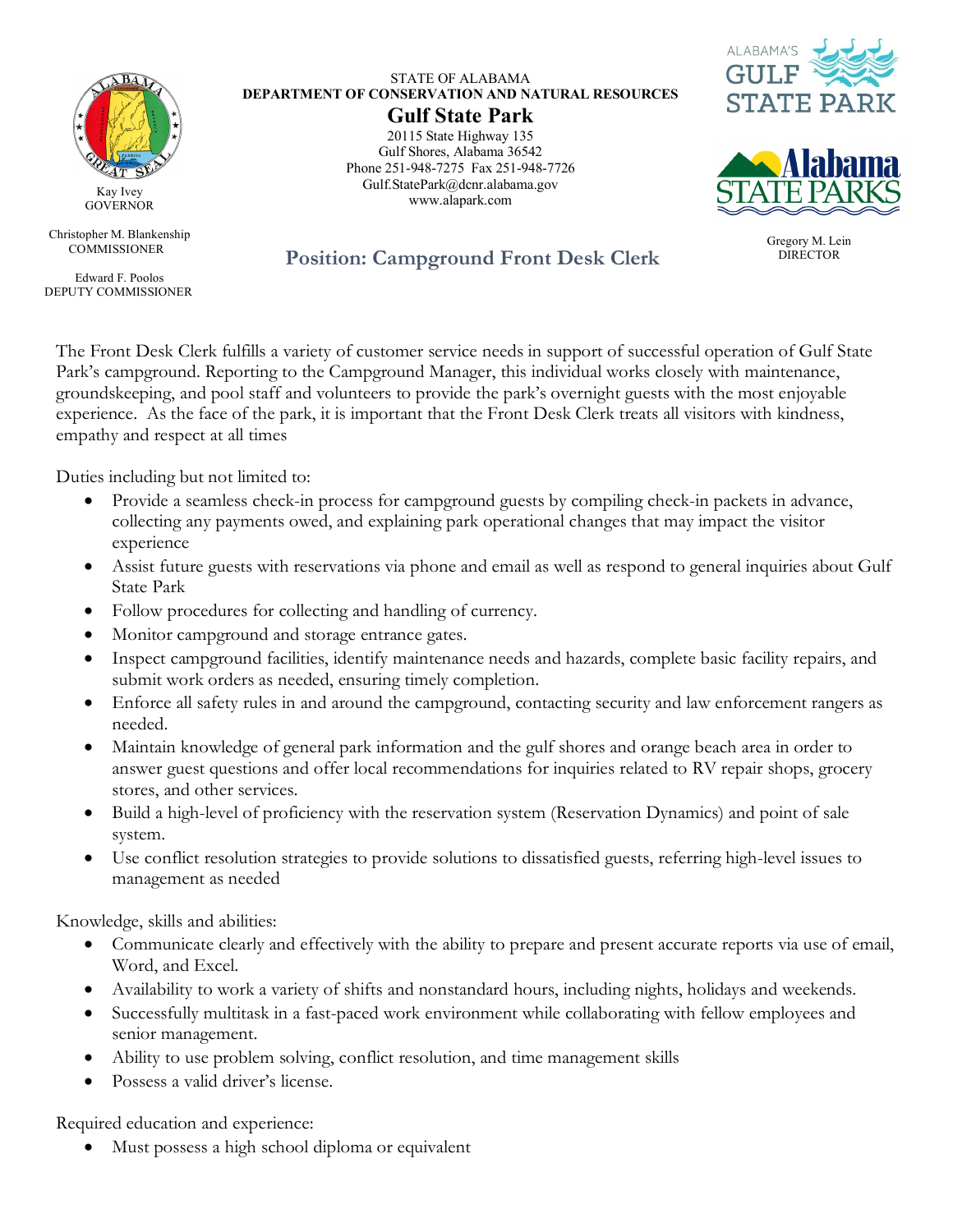Kay Ivey
GOVERNOR

Christopher M. Blankenship
COMMISSIONER

Edward F. Poolos
DEPUTY COMMISSIONER

STATE OF ALABAMA
**DEPARTMENT OF CONSERVATION AND NATURAL RESOURCES**

# Gulf State Park

20115 State Highway 135
Gulf Shores, Alabama 36542
Phone 251-948-7275 Fax 251-948-7726
Gulf.StatePark@dcnr.alabama.gov
www.alapark.com

ALABAMA'S GULF STATE PARK

Alabama STATE PARKS

Gregory M. Lein
DIRECTOR

## Position: Campground Front Desk Clerk

The Front Desk Clerk fulfills a variety of customer service needs in support of successful operation of Gulf State Park's campground. Reporting to the Campground Manager, this individual works closely with maintenance, groundskeeping, and pool staff and volunteers to provide the park's overnight guests with the most enjoyable experience. As the face of the park, it is important that the Front Desk Clerk treats all visitors with kindness, empathy and respect at all times

Duties including but not limited to:

- Provide a seamless check-in process for campground guests by compiling check-in packets in advance, collecting any payments owed, and explaining park operational changes that may impact the visitor experience
- Assist future guests with reservations via phone and email as well as respond to general inquiries about Gulf State Park
- Follow procedures for collecting and handling of currency.
- Monitor campground and storage entrance gates.
- Inspect campground facilities, identify maintenance needs and hazards, complete basic facility repairs, and submit work orders as needed, ensuring timely completion.
- Enforce all safety rules in and around the campground, contacting security and law enforcement rangers as needed.
- Maintain knowledge of general park information and the gulf shores and orange beach area in order to answer guest questions and offer local recommendations for inquiries related to RV repair shops, grocery stores, and other services.
- Build a high-level of proficiency with the reservation system (Reservation Dynamics) and point of sale system.
- Use conflict resolution strategies to provide solutions to dissatisfied guests, referring high-level issues to management as needed

Knowledge, skills and abilities:

- Communicate clearly and effectively with the ability to prepare and present accurate reports via use of email, Word, and Excel.
- Availability to work a variety of shifts and nonstandard hours, including nights, holidays and weekends.
- Successfully multitask in a fast-paced work environment while collaborating with fellow employees and senior management.
- Ability to use problem solving, conflict resolution, and time management skills
- Possess a valid driver's license.

Required education and experience:

- Must possess a high school diploma or equivalent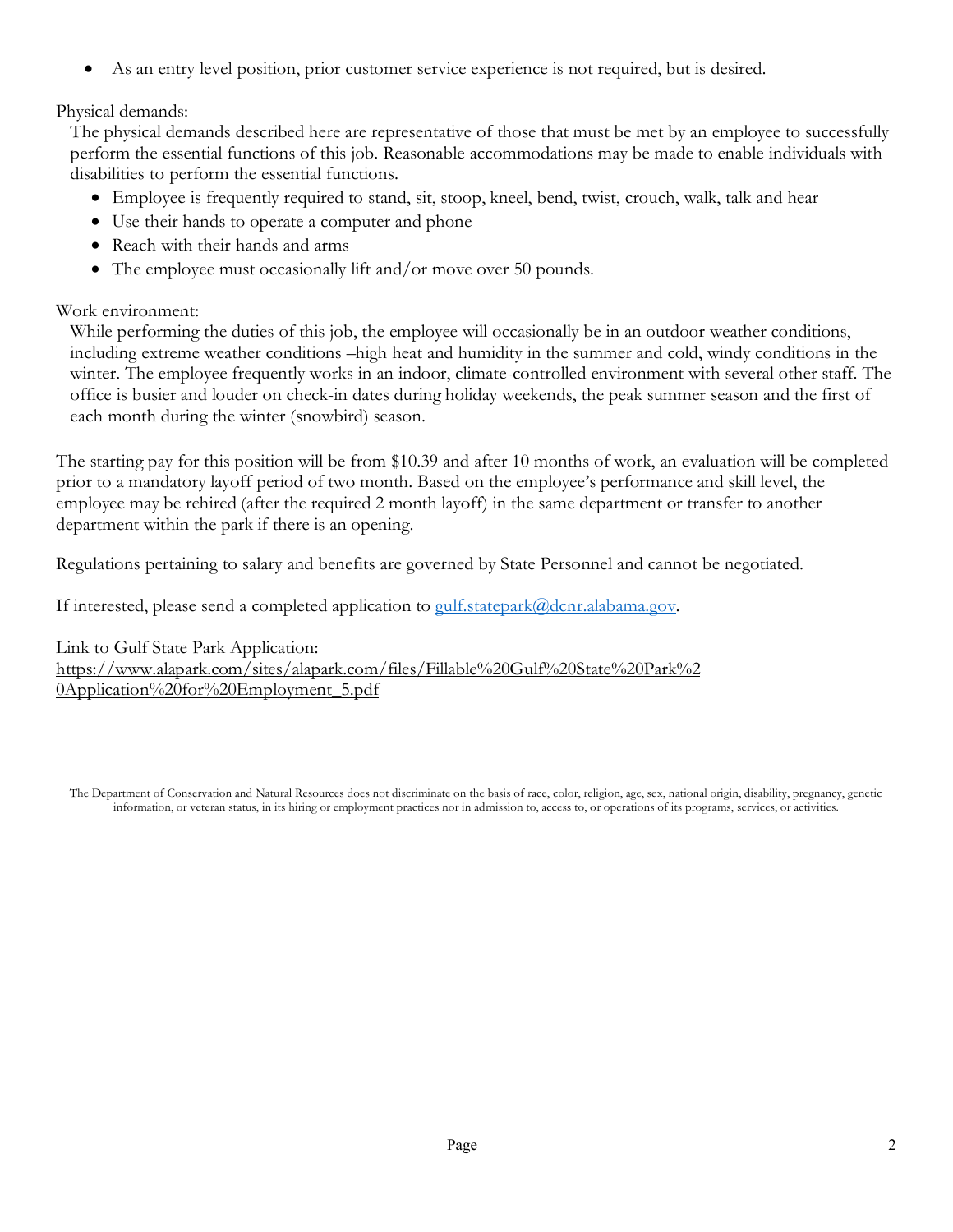- As an entry level position, prior customer service experience is not required, but is desired.

Physical demands:

The physical demands described here are representative of those that must be met by an employee to successfully perform the essential functions of this job. Reasonable accommodations may be made to enable individuals with disabilities to perform the essential functions.

- Employee is frequently required to stand, sit, stoop, kneel, bend, twist, crouch, walk, talk and hear
- Use their hands to operate a computer and phone
- Reach with their hands and arms
- The employee must occasionally lift and/or move over 50 pounds.

Work environment:

While performing the duties of this job, the employee will occasionally be in an outdoor weather conditions, including extreme weather conditions –high heat and humidity in the summer and cold, windy conditions in the winter. The employee frequently works in an indoor, climate-controlled environment with several other staff. The office is busier and louder on check-in dates during holiday weekends, the peak summer season and the first of each month during the winter (snowbird) season.

The starting pay for this position will be from $10.39 and after 10 months of work, an evaluation will be completed prior to a mandatory layoff period of two month. Based on the employee's performance and skill level, the employee may be rehired (after the required 2 month layoff) in the same department or transfer to another department within the park if there is an opening.

Regulations pertaining to salary and benefits are governed by State Personnel and cannot be negotiated.

If interested, please send a completed application to gulf.statepark@dcnr.alabama.gov.

Link to Gulf State Park Application:
https://www.alapark.com/sites/alapark.com/files/Fillable%20Gulf%20State%20Park%20Application%20for%20Employment_5.pdf

The Department of Conservation and Natural Resources does not discriminate on the basis of race, color, religion, age, sex, national origin, disability, pregnancy, genetic information, or veteran status, in its hiring or employment practices nor in admission to, access to, or operations of its programs, services, or activities.